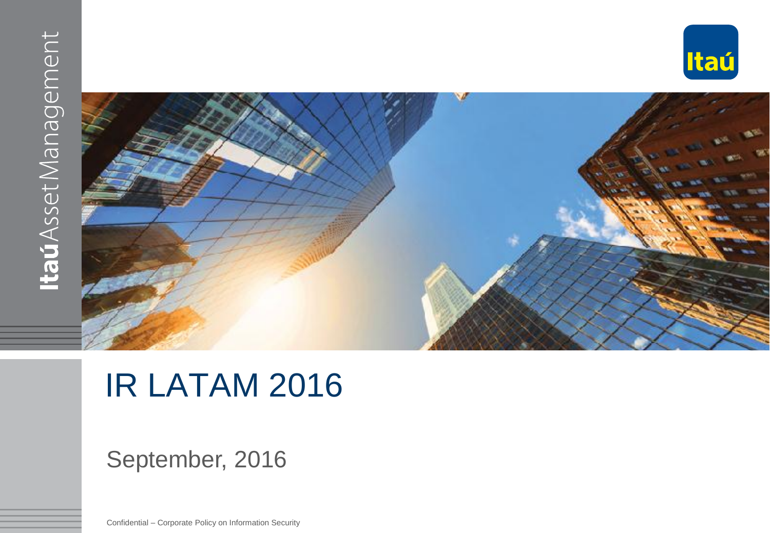Itaú Asset Management

# IR LATAM 2016

September, 2016

Confidential – Corporate Policy on Information Security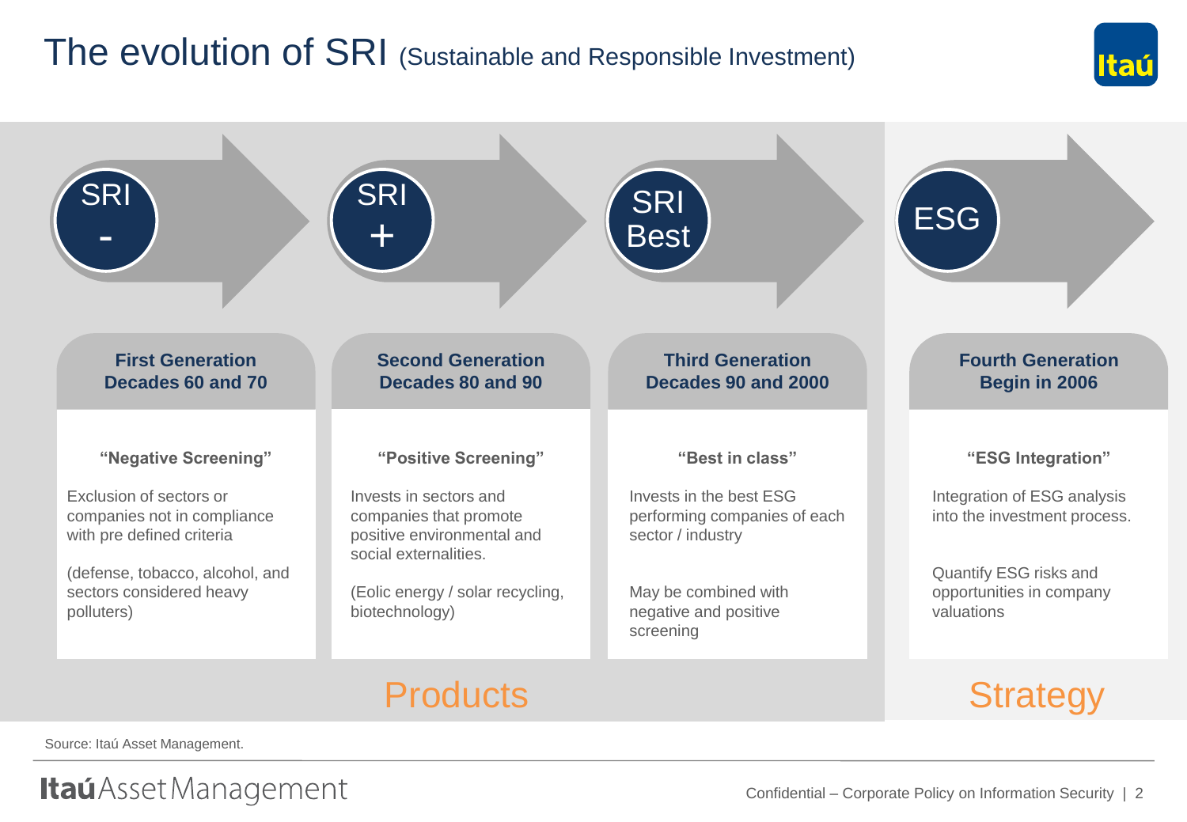# The evolution of SRI (Sustainable and Responsible Investment)

| SRI - | SRI + | SRI Best | ESG |
|---|---|---|---|
| **First Generation Decades 60 and 70** | **Second Generation Decades 80 and 90** | **Third Generation Decades 90 and 2000** | **Fourth Generation Begin in 2006** |
| **"Negative Screening"** | **"Positive Screening"** | **"Best in class"** | **"ESG Integration"** |
| Exclusion of sectors or companies not in compliance with pre defined criteria | Invests in sectors and companies that promote positive environmental and social externalities. | Invests in the best ESG performing companies of each sector / industry | Integration of ESG analysis into the investment process. |
| (defense, tobacco, alcohol, and sectors considered heavy polluters) | (Eolic energy / solar recycling, biotechnology) | May be combined with negative and positive screening | Quantify ESG risks and opportunities in company valuations |
| Products | | | Strategy |

Source: Itaú Asset Management.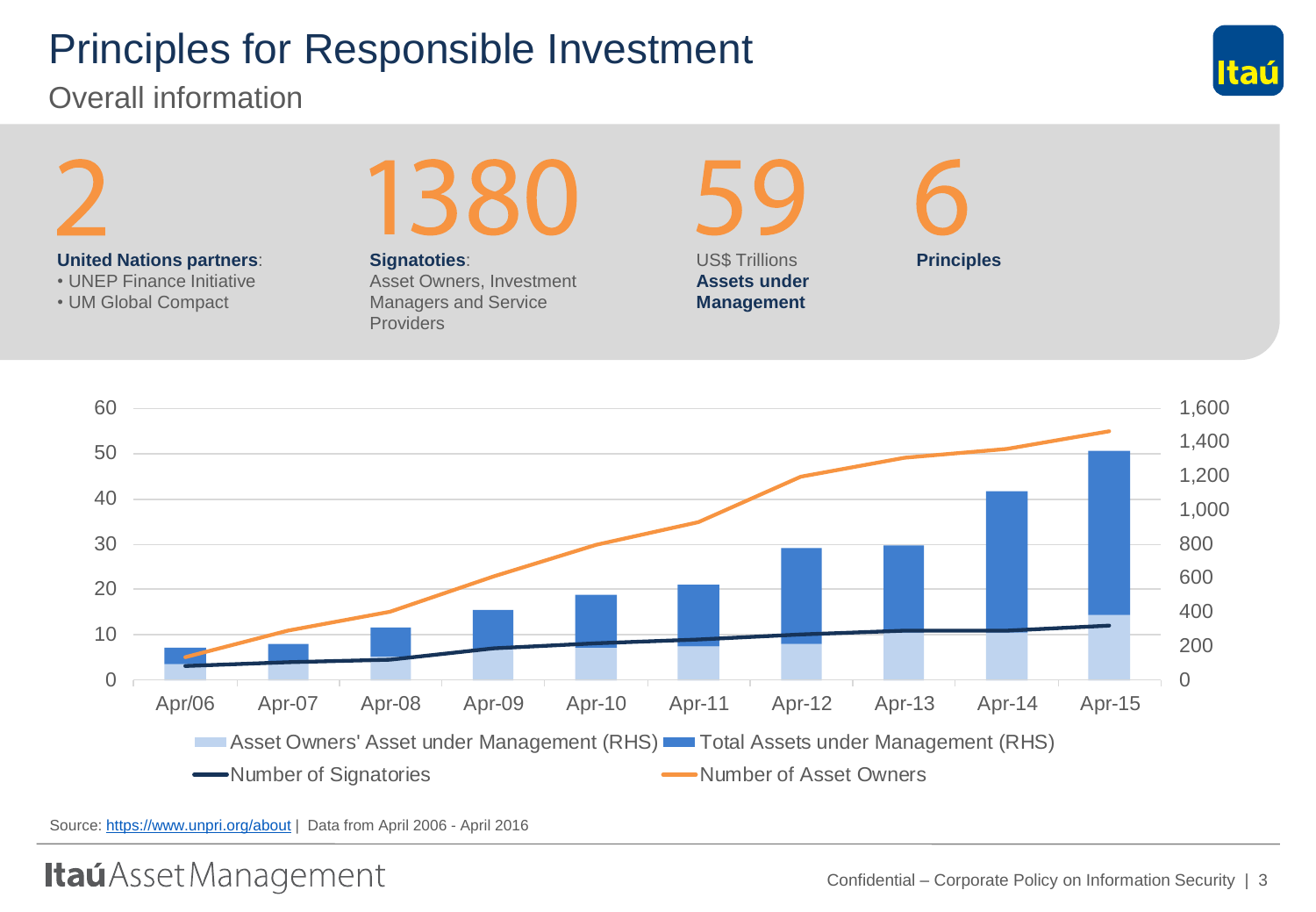# Principles for Responsible Investment

## Overall information

**2**

**United Nations partners**:
- UNEP Finance Initiative
- UM Global Compact

**1380**

**Signatoties**:
Asset Owners, Investment Managers and Service Providers

**59**

US$ Trillions
**Assets under Management**

**6**

**Principles**

60 | 50 | 40 | 30 | 20 | 10 | 0

1,600 | 1,400 | 1,200 | 1,000 | 800 | 600 | 400 | 200 | 0

Apr/06 | Apr-07 | Apr-08 | Apr-09 | Apr-10 | Apr-11 | Apr-12 | Apr-13 | Apr-14 | Apr-15

Asset Owners' Asset under Management (RHS) | Total Assets under Management (RHS) | Number of Signatories | Number of Asset Owners

Source: https://www.unpri.org/about | Data from April 2006 - April 2016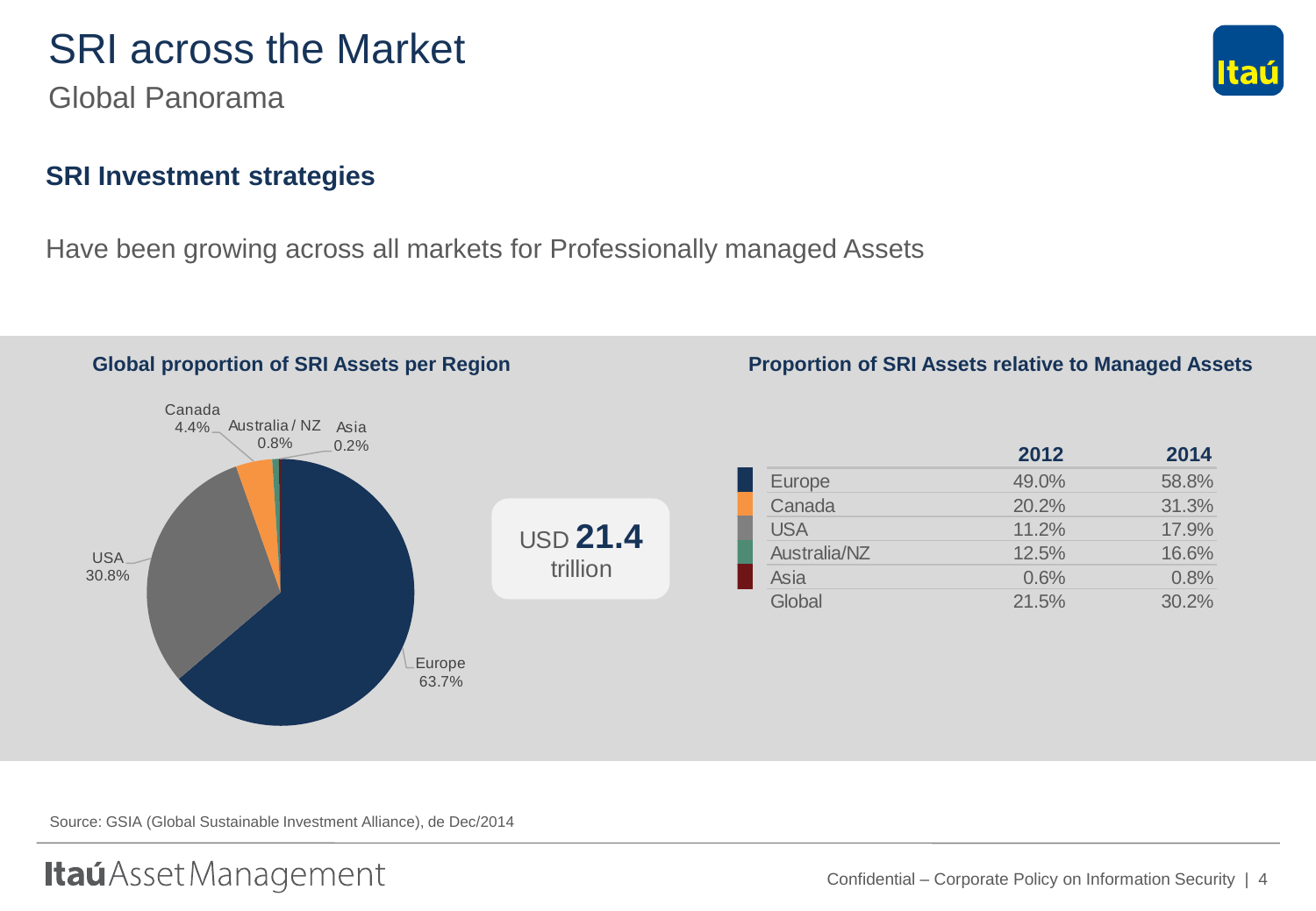# SRI across the Market

Global Panorama

## SRI Investment strategies

Have been growing across all markets for Professionally managed Assets

### Global proportion of SRI Assets per Region

Canada 4.4%
Australia / NZ 0.8%
Asia 0.2%
USA 30.8%
Europe 63.7%

USD **21.4** trillion

### Proportion of SRI Assets relative to Managed Assets

| | 2012 | 2014 |
|---|---|---|
| Europe | 49.0% | 58.8% |
| Canada | 20.2% | 31.3% |
| USA | 11.2% | 17.9% |
| Australia/NZ | 12.5% | 16.6% |
| Asia | 0.6% | 0.8% |
| Global | 21.5% | 30.2% |

Source: GSIA (Global Sustainable Investment Alliance), de Dec/2014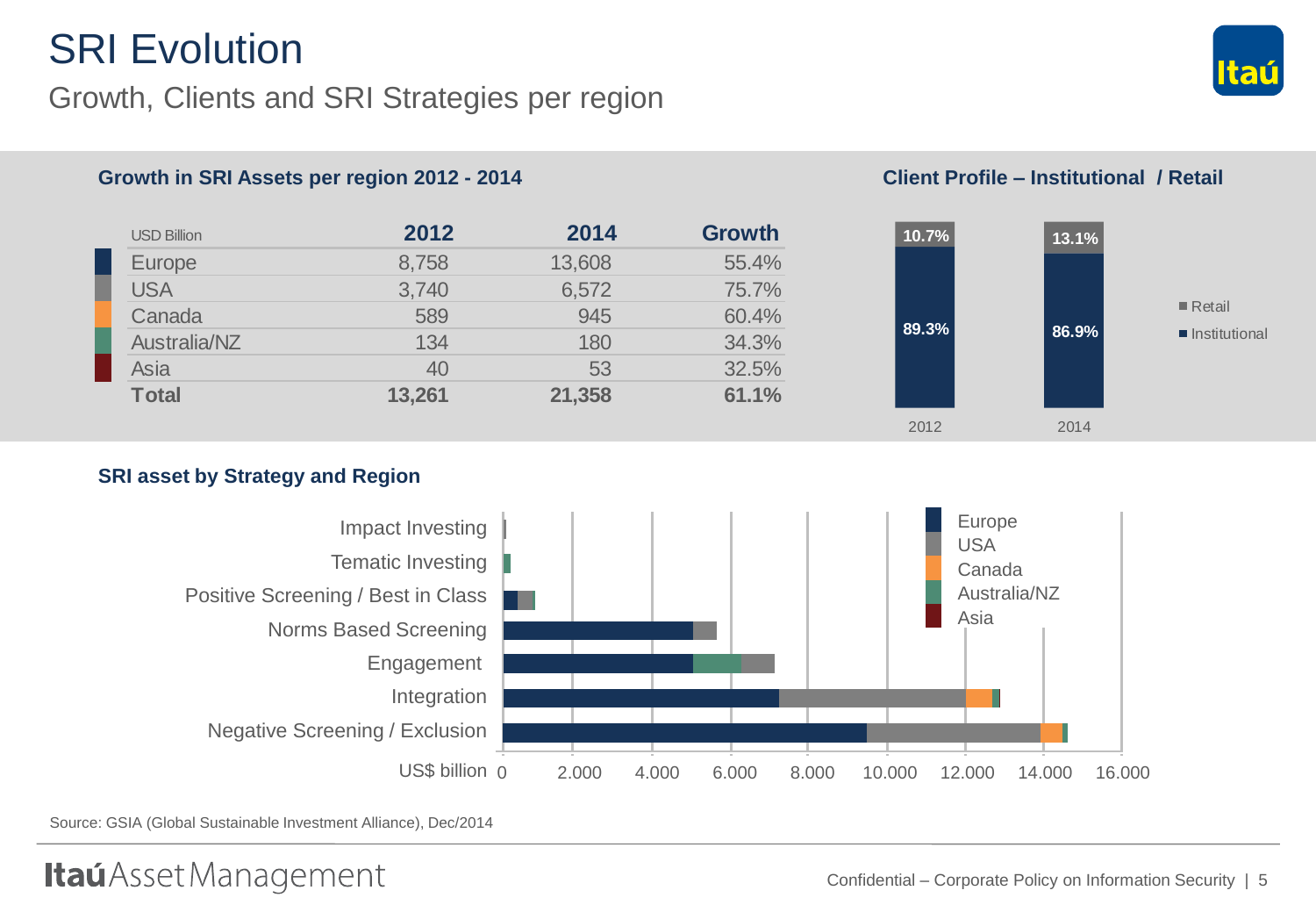# SRI Evolution

## Growth, Clients and SRI Strategies per region

### Growth in SRI Assets per region 2012 - 2014

| USD Billion | 2012 | 2014 | Growth |
|---|---|---|---|
| Europe | 8,758 | 13,608 | 55.4% |
| USA | 3,740 | 6,572 | 75.7% |
| Canada | 589 | 945 | 60.4% |
| Australia/NZ | 134 | 180 | 34.3% |
| Asia | 40 | 53 | 32.5% |
| **Total** | **13,261** | **21,358** | **61.1%** |

### Client Profile – Institutional / Retail

| | 2012 | 2014 |
|---|---|---|
| Retail | 10.7% | 13.1% |
| Institutional | 89.3% | 86.9% |

### SRI asset by Strategy and Region

Strategies: Impact Investing; Tematic Investing; Positive Screening / Best in Class; Norms Based Screening; Engagement; Integration; Negative Screening / Exclusion

Regions: Europe; USA; Canada; Australia/NZ; Asia

US$ billion: 0; 2.000; 4.000; 6.000; 8.000; 10.000; 12.000; 14.000; 16.000

Source: GSIA (Global Sustainable Investment Alliance), Dec/2014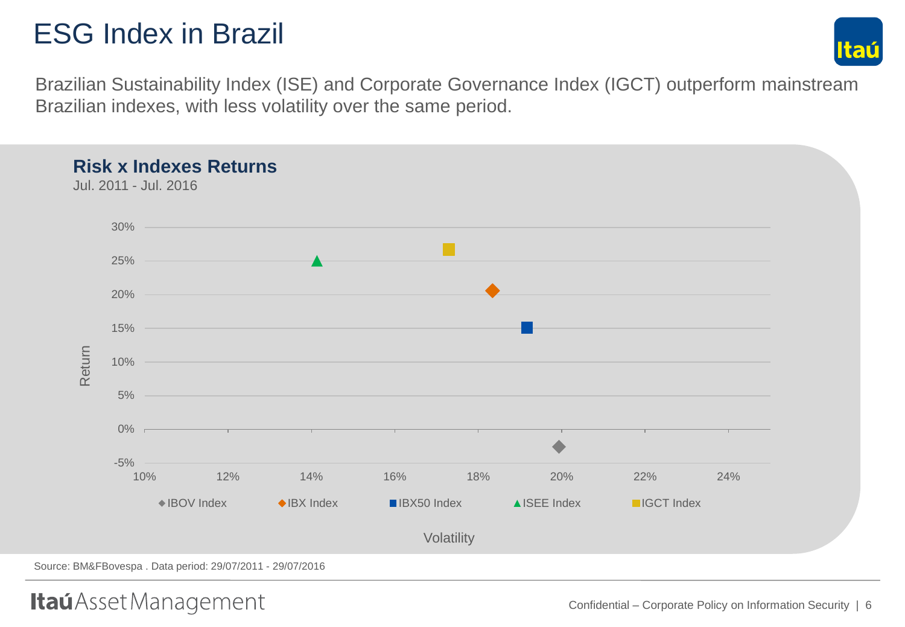# ESG Index in Brazil

Brazilian Sustainability Index (ISE) and Corporate Governance Index (IGCT) outperform mainstream Brazilian indexes, with less volatility over the same period.

## Risk x Indexes Returns

Jul. 2011 - Jul. 2016

Return

30%
25%
20%
15%
10%
5%
0%
-5%

10% 12% 14% 16% 18% 20% 22% 24%

◆ IBOV Index ◆ IBX Index ■ IBX50 Index ▲ ISEE Index ■ IGCT Index

Volatility

Source: BM&FBovespa . Data period: 29/07/2011 - 29/07/2016

Itaú Asset Management

Confidential – Corporate Policy on Information Security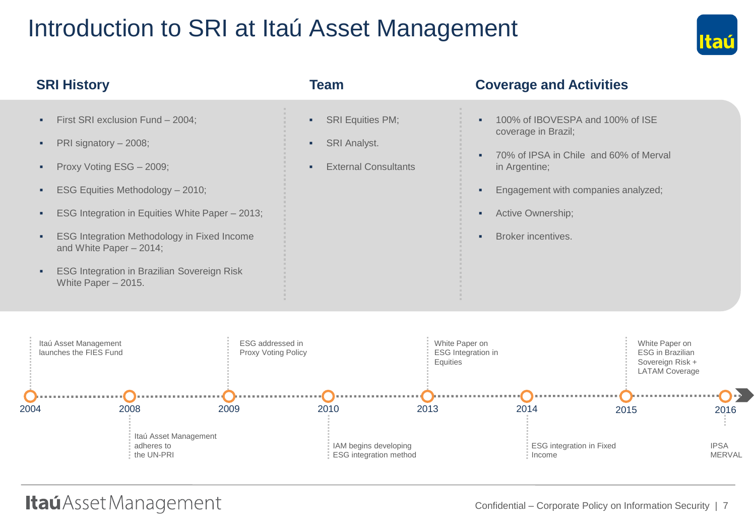# Introduction to SRI at Itaú Asset Management

## SRI History

- First SRI exclusion Fund – 2004;
- PRI signatory – 2008;
- Proxy Voting ESG – 2009;
- ESG Equities Methodology – 2010;
- ESG Integration in Equities White Paper – 2013;
- ESG Integration Methodology in Fixed Income and White Paper – 2014;
- ESG Integration in Brazilian Sovereign Risk White Paper – 2015.

## Team

- SRI Equities PM;
- SRI Analyst.
- External Consultants

## Coverage and Activities

- 100% of IBOVESPA and 100% of ISE coverage in Brazil;
- 70% of IPSA in Chile and 60% of Merval in Argentine;
- Engagement with companies analyzed;
- Active Ownership;
- Broker incentives.

---

- **2004** – Itaú Asset Management launches the FIES Fund
- **2008** – Itaú Asset Management adheres to the UN-PRI
- **2009** – ESG addressed in Proxy Voting Policy
- **2010** – IAM begins developing ESG integration method
- **2013** – White Paper on ESG Integration in Equities
- **2014** – ESG integration in Fixed Income
- **2015** – White Paper on ESG in Brazilian Sovereign Risk + LATAM Coverage
- **2016** – IPSA MERVAL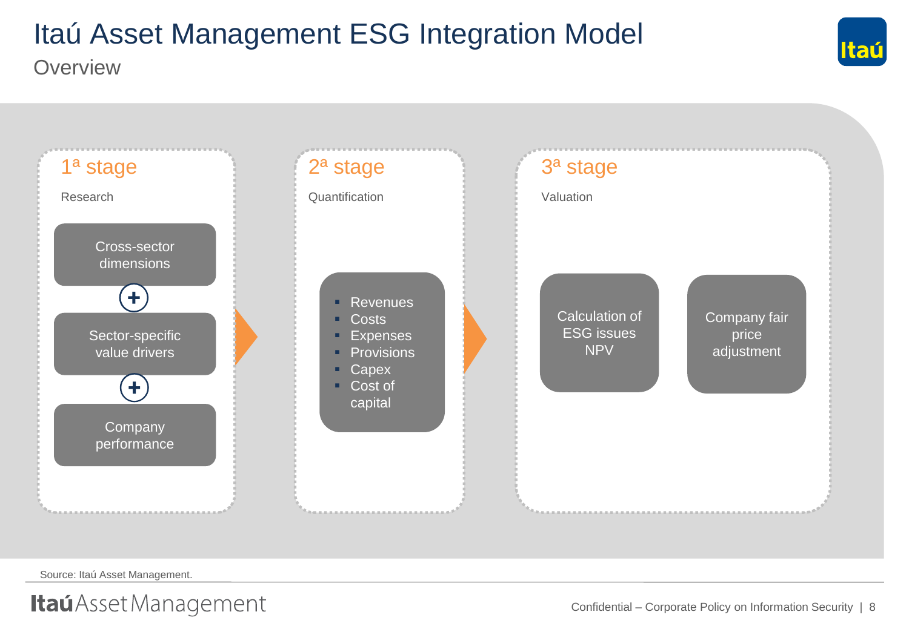# Itaú Asset Management ESG Integration Model

## Overview

### 1ª stage

Research

- Cross-sector dimensions
- +
- Sector-specific value drivers
- +
- Company performance

### 2ª stage

Quantification

- Revenues
- Costs
- Expenses
- Provisions
- Capex
- Cost of capital

### 3ª stage

Valuation

- Calculation of ESG issues NPV
- Company fair price adjustment

Source: Itaú Asset Management.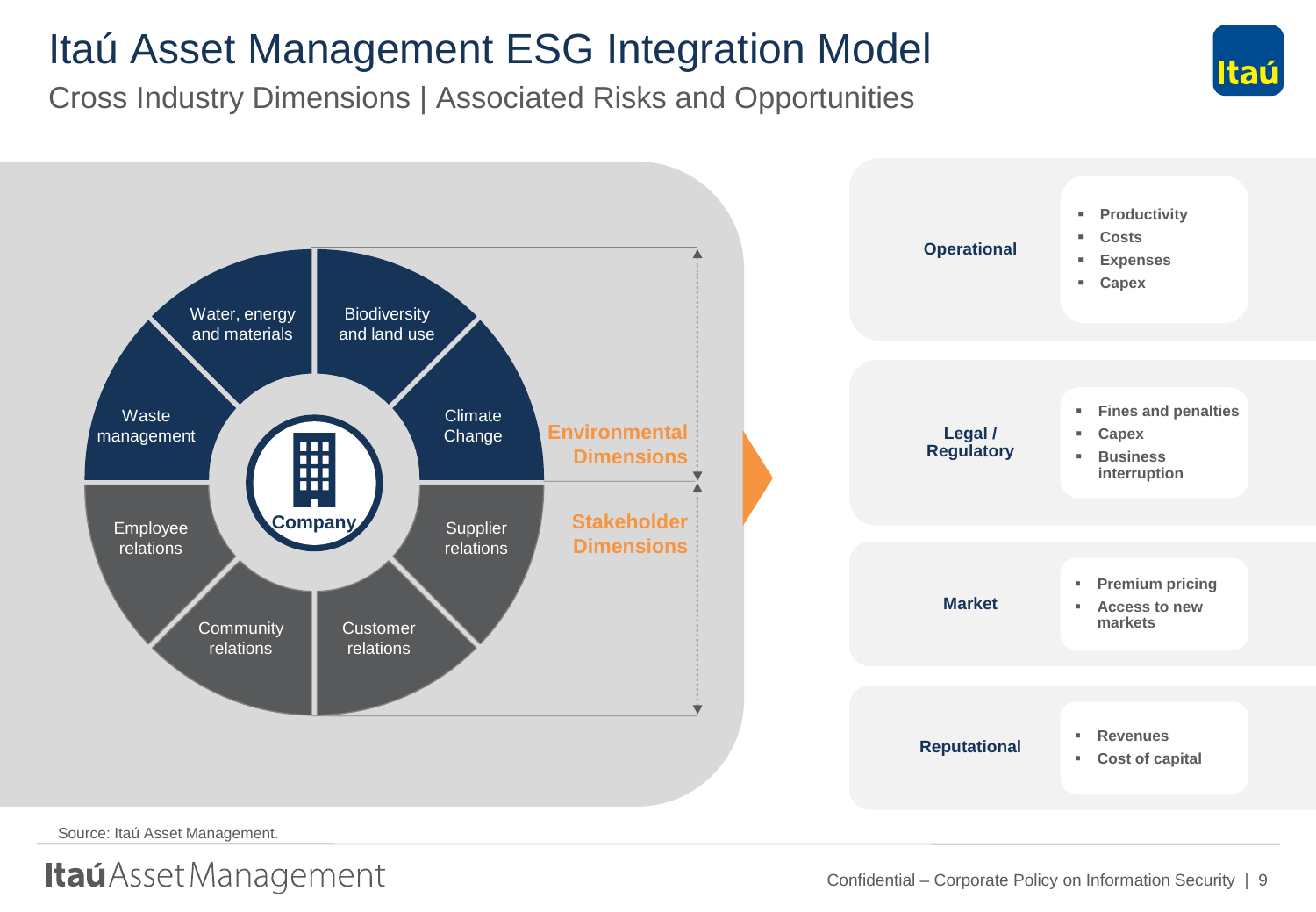# Itaú Asset Management ESG Integration Model

## Cross Industry Dimensions | Associated Risks and Opportunities

**Environmental Dimensions**

- Water, energy and materials
- Biodiversity and land use
- Waste management
- Climate Change

**Company**

**Stakeholder Dimensions**

- Employee relations
- Supplier relations
- Community relations
- Customer relations

| | |
|---|---|
| **Operational** | ▪ Productivity<br>▪ Costs<br>▪ Expenses<br>▪ Capex |
| **Legal / Regulatory** | ▪ Fines and penalties<br>▪ Capex<br>▪ Business interruption |
| **Market** | ▪ Premium pricing<br>▪ Access to new markets |
| **Reputational** | ▪ Revenues<br>▪ Cost of capital |

Source: Itaú Asset Management.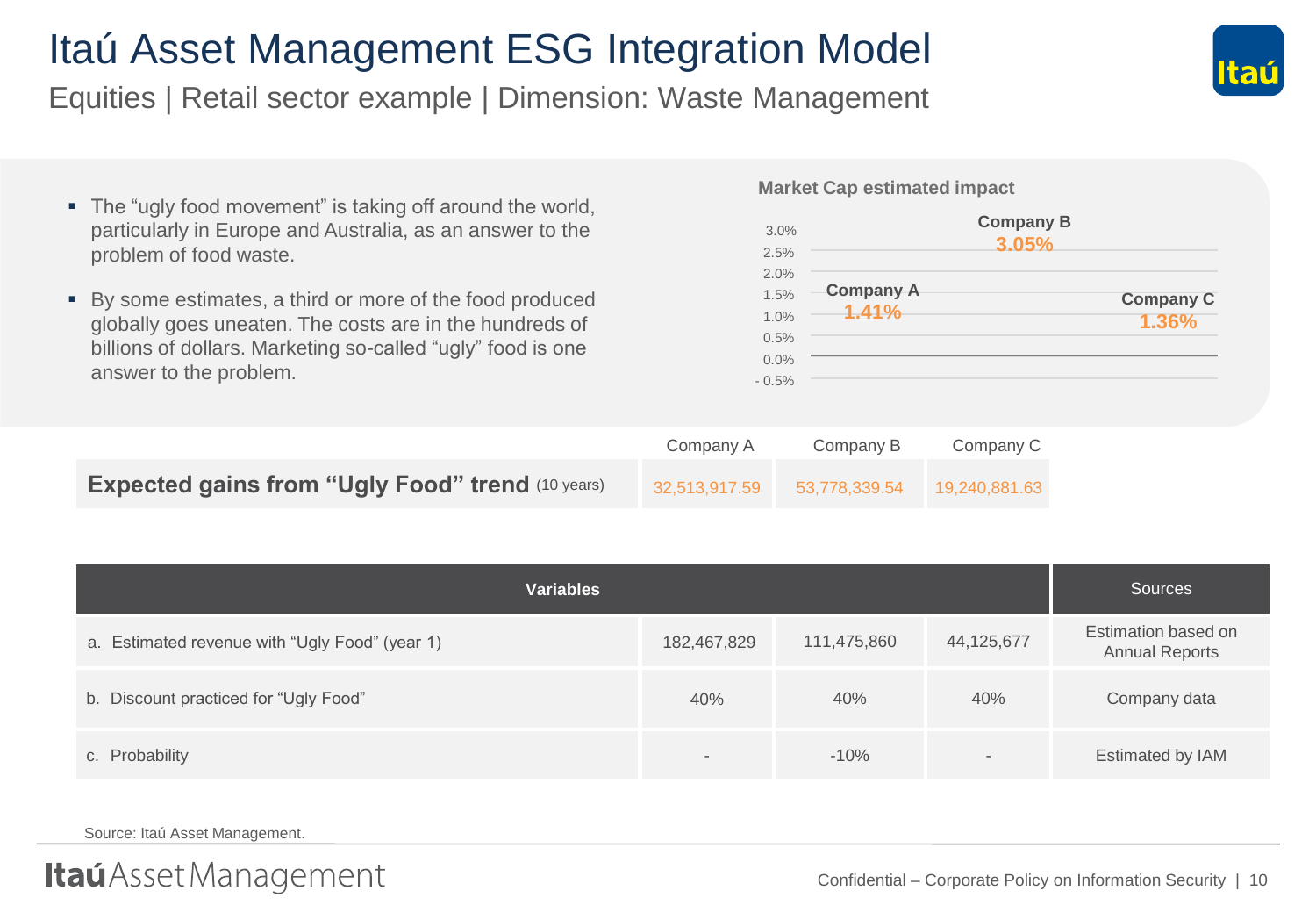# Itaú Asset Management ESG Integration Model

## Equities | Retail sector example | Dimension: Waste Management

- The "ugly food movement" is taking off around the world, particularly in Europe and Australia, as an answer to the problem of food waste.
- By some estimates, a third or more of the food produced globally goes uneaten. The costs are in the hundreds of billions of dollars. Marketing so-called "ugly" food is one answer to the problem.

**Market Cap estimated impact**

| | Company A | Company B | Company C |
|---|---|---|---|
| Market Cap estimated impact | 1.41% | 3.05% | 1.36% |

| | Company A | Company B | Company C |
|---|---|---|---|
| **Expected gains from "Ugly Food" trend** (10 years) | 32,513,917.59 | 53,778,339.54 | 19,240,881.63 |

| Variables | | | | Sources |
|---|---|---|---|---|
| a. Estimated revenue with "Ugly Food" (year 1) | 182,467,829 | 111,475,860 | 44,125,677 | Estimation based on Annual Reports |
| b. Discount practiced for "Ugly Food" | 40% | 40% | 40% | Company data |
| c. Probability | - | -10% | - | Estimated by IAM |

Source: Itaú Asset Management.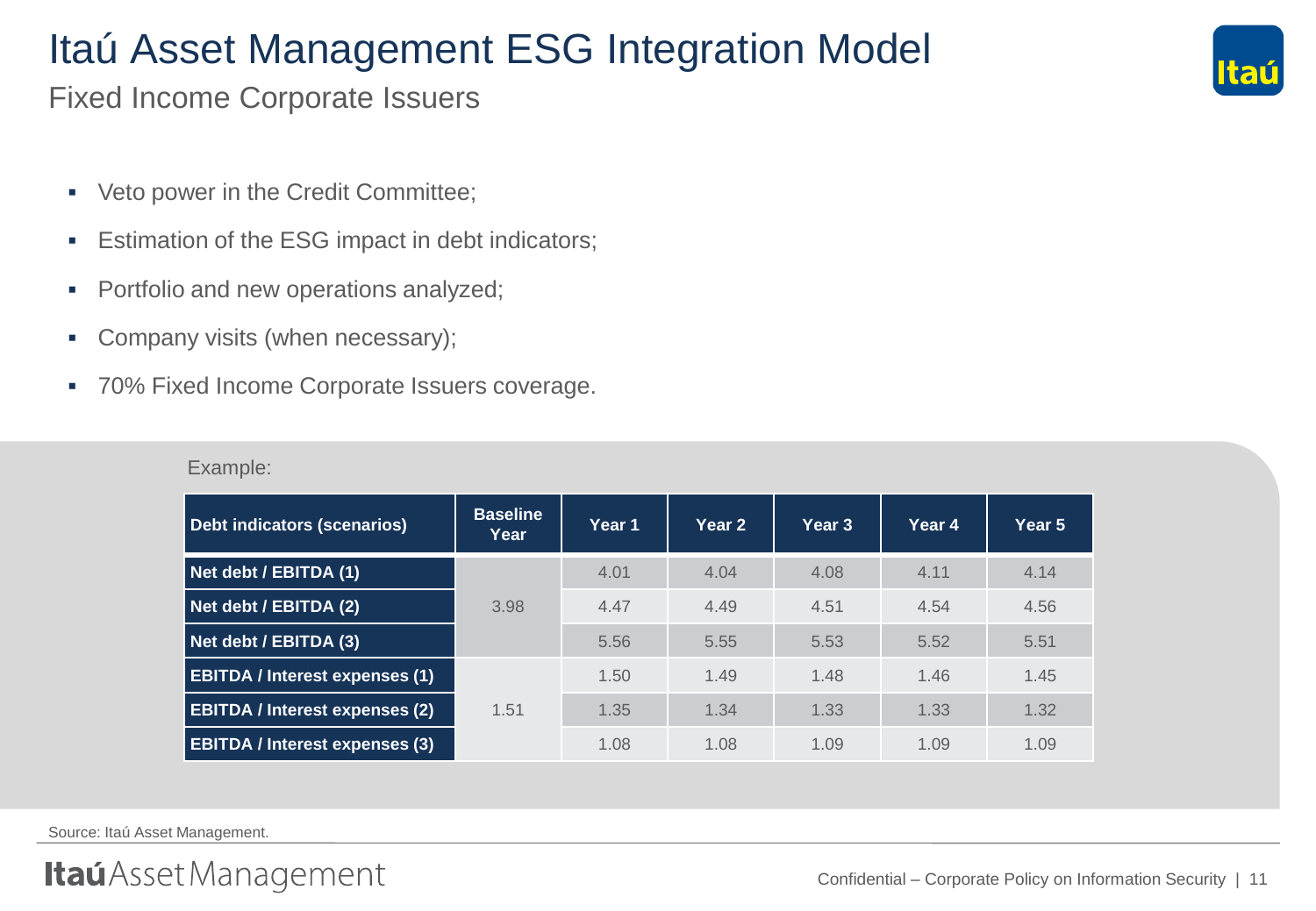# Itaú Asset Management ESG Integration Model

## Fixed Income Corporate Issuers

- Veto power in the Credit Committee;
- Estimation of the ESG impact in debt indicators;
- Portfolio and new operations analyzed;
- Company visits (when necessary);
- 70% Fixed Income Corporate Issuers coverage.

Example:

| Debt indicators (scenarios) | Baseline Year | Year 1 | Year 2 | Year 3 | Year 4 | Year 5 |
|---|---|---|---|---|---|---|
| Net debt / EBITDA (1) | 3.98 | 4.01 | 4.04 | 4.08 | 4.11 | 4.14 |
| Net debt / EBITDA (2) | | 4.47 | 4.49 | 4.51 | 4.54 | 4.56 |
| Net debt / EBITDA (3) | | 5.56 | 5.55 | 5.53 | 5.52 | 5.51 |
| EBITDA / Interest expenses (1) | 1.51 | 1.50 | 1.49 | 1.48 | 1.46 | 1.45 |
| EBITDA / Interest expenses (2) | | 1.35 | 1.34 | 1.33 | 1.33 | 1.32 |
| EBITDA / Interest expenses (3) | | 1.08 | 1.08 | 1.09 | 1.09 | 1.09 |

Source: Itaú Asset Management.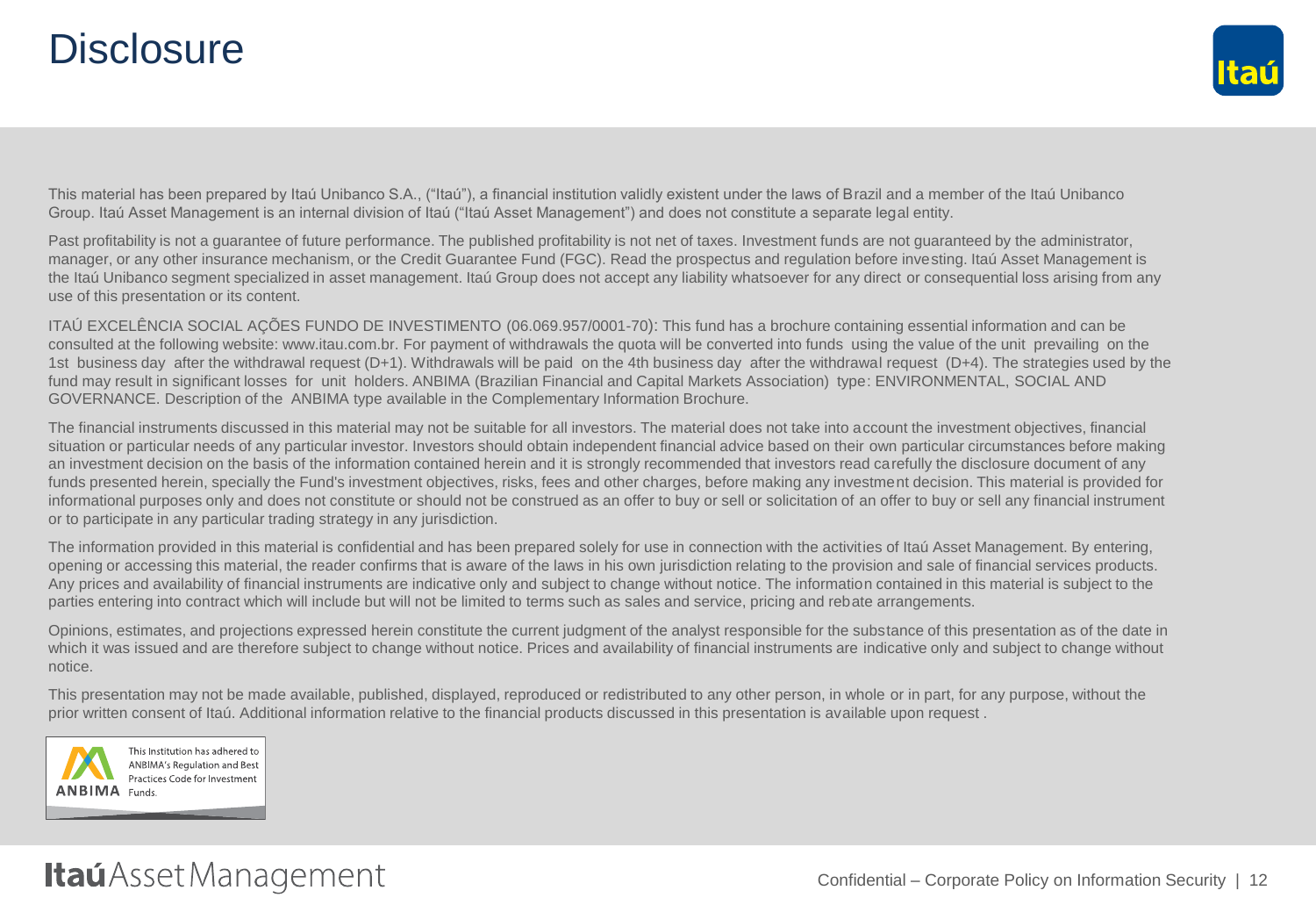# Disclosure

This material has been prepared by Itaú Unibanco S.A., ("Itaú"), a financial institution validly existent under the laws of Brazil and a member of the Itaú Unibanco Group. Itaú Asset Management is an internal division of Itaú ("Itaú Asset Management") and does not constitute a separate legal entity.

Past profitability is not a guarantee of future performance. The published profitability is not net of taxes. Investment funds are not guaranteed by the administrator, manager, or any other insurance mechanism, or the Credit Guarantee Fund (FGC). Read the prospectus and regulation before investing. Itaú Asset Management is the Itaú Unibanco segment specialized in asset management. Itaú Group does not accept any liability whatsoever for any direct or consequential loss arising from any use of this presentation or its content.

ITAÚ EXCELÊNCIA SOCIAL AÇÕES FUNDO DE INVESTIMENTO (06.069.957/0001-70): This fund has a brochure containing essential information and can be consulted at the following website: www.itau.com.br. For payment of withdrawals the quota will be converted into funds using the value of the unit prevailing on the 1st business day after the withdrawal request (D+1). Withdrawals will be paid on the 4th business day after the withdrawal request (D+4). The strategies used by the fund may result in significant losses for unit holders. ANBIMA (Brazilian Financial and Capital Markets Association) type: ENVIRONMENTAL, SOCIAL AND GOVERNANCE. Description of the ANBIMA type available in the Complementary Information Brochure.

The financial instruments discussed in this material may not be suitable for all investors. The material does not take into account the investment objectives, financial situation or particular needs of any particular investor. Investors should obtain independent financial advice based on their own particular circumstances before making an investment decision on the basis of the information contained herein and it is strongly recommended that investors read carefully the disclosure document of any funds presented herein, specially the Fund's investment objectives, risks, fees and other charges, before making any investment decision. This material is provided for informational purposes only and does not constitute or should not be construed as an offer to buy or sell or solicitation of an offer to buy or sell any financial instrument or to participate in any particular trading strategy in any jurisdiction.

The information provided in this material is confidential and has been prepared solely for use in connection with the activities of Itaú Asset Management. By entering, opening or accessing this material, the reader confirms that is aware of the laws in his own jurisdiction relating to the provision and sale of financial services products. Any prices and availability of financial instruments are indicative only and subject to change without notice. The information contained in this material is subject to the parties entering into contract which will include but will not be limited to terms such as sales and service, pricing and rebate arrangements.

Opinions, estimates, and projections expressed herein constitute the current judgment of the analyst responsible for the substance of this presentation as of the date in which it was issued and are therefore subject to change without notice. Prices and availability of financial instruments are indicative only and subject to change without notice.

This presentation may not be made available, published, displayed, reproduced or redistributed to any other person, in whole or in part, for any purpose, without the prior written consent of Itaú. Additional information relative to the financial products discussed in this presentation is available upon request .

ANBIMA — This Institution has adhered to ANBIMA's Regulation and Best Practices Code for Investment Funds.

Confidential – Corporate Policy on Information Security